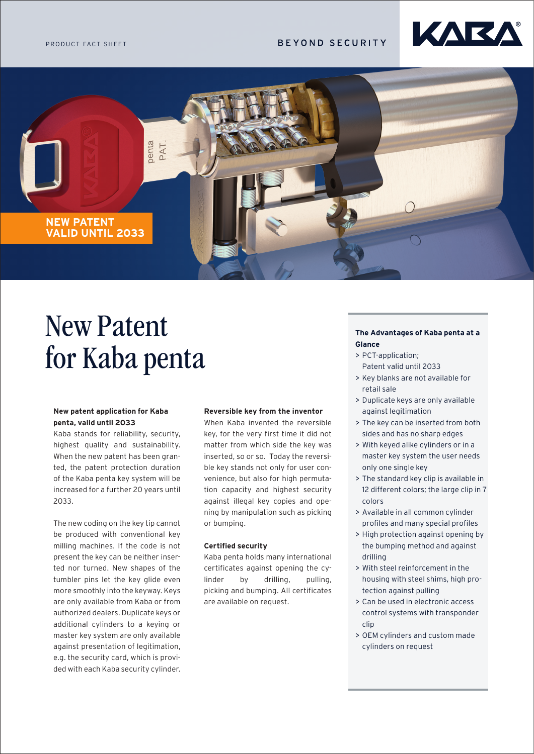PRODUCT FACT SHEET

BEYOND SECURITY

NEW PATENT
VALID UNTIL 2033

# New Patent for Kaba penta

**New patent application for Kaba penta, valid until 2033**

Kaba stands for reliability, security, highest quality and sustainability. When the new patent has been granted, the patent protection duration of the Kaba penta key system will be increased for a further 20 years until 2033.

The new coding on the key tip cannot be produced with conventional key milling machines. If the code is not present the key can be neither inserted nor turned. New shapes of the tumbler pins let the key glide even more smoothly into the keyway. Keys are only available from Kaba or from authorized dealers. Duplicate keys or additional cylinders to a keying or master key system are only available against presentation of legitimation, e.g. the security card, which is provided with each Kaba security cylinder.

**Reversible key from the inventor**

When Kaba invented the reversible key, for the very first time it did not matter from which side the key was inserted, so or so. Today the reversible key stands not only for user convenience, but also for high permutation capacity and highest security against illegal key copies and opening by manipulation such as picking or bumping.

**Certified security**

Kaba penta holds many international certificates against opening the cylinder by drilling, pulling, picking and bumping. All certificates are available on request.

**The Advantages of Kaba penta at a Glance**

> PCT-application; Patent valid until 2033
> Key blanks are not available for retail sale
> Duplicate keys are only available against legitimation
> The key can be inserted from both sides and has no sharp edges
> With keyed alike cylinders or in a master key system the user needs only one single key
> The standard key clip is available in 12 different colors; the large clip in 7 colors
> Available in all common cylinder profiles and many special profiles
> High protection against opening by the bumping method and against drilling
> With steel reinforcement in the housing with steel shims, high protection against pulling
> Can be used in electronic access control systems with transponder clip
> OEM cylinders and custom made cylinders on request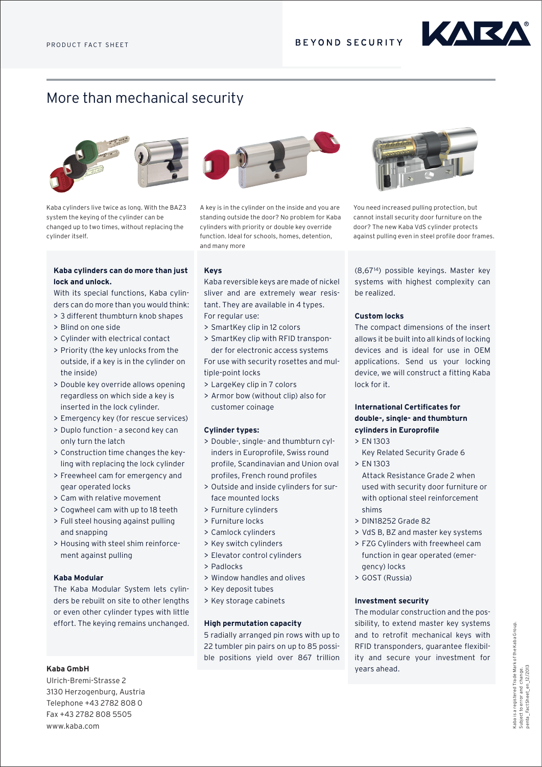# More than mechanical security

Kaba cylinders live twice as long. With the BAZ3 system the keying of the cylinder can be changed up to two times, without replacing the cylinder itself.

A key is in the cylinder on the inside and you are standing outside the door? No problem for Kaba cylinders with priority or double key override function. Ideal for schools, homes, detention, and many more

You need increased pulling protection, but cannot install security door furniture on the door? The new Kaba VdS cylinder protects against pulling even in steel profile door frames.

### Kaba cylinders can do more than just lock and unlock.

With its special functions, Kaba cylinders can do more than you would think:

- 3 different thumbturn knob shapes
- Blind on one side
- Cylinder with electrical contact
- Priority (the key unlocks from the outside, if a key is in the cylinder on the inside)
- Double key override allows opening regardless on which side a key is inserted in the lock cylinder.
- Emergency key (for rescue services)
- Duplo function - a second key can only turn the latch
- Construction time changes the keyling with replacing the lock cylinder
- Freewheel cam for emergency and gear operated locks
- Cam with relative movement
- Cogwheel cam with up to 18 teeth
- Full steel housing against pulling and snapping
- Housing with steel shim reinforcement against pulling

### Kaba Modular

The Kaba Modular System lets cylinders be rebuilt on site to other lengths or even other cylinder types with little effort. The keying remains unchanged.

### Keys

Kaba reversible keys are made of nickel sliver and are extremely wear resistant. They are available in 4 types.

For regular use:

- SmartKey clip in 12 colors
- SmartKey clip with RFID transponder for electronic access systems

For use with security rosettes and multiple-point locks

- LargeKey clip in 7 colors
- Armor bow (without clip) also for customer coinage

### Cylinder types:

- Double-, single- and thumbturn cylinders in Europrofile, Swiss round profile, Scandinavian and Union oval profiles, French round profiles
- Outside and inside cylinders for surface mounted locks
- Furniture cylinders
- Furniture locks
- Camlock cylinders
- Key switch cylinders
- Elevator control cylinders
- Padlocks
- Window handles and olives
- Key deposit tubes
- Key storage cabinets

### High permutation capacity

5 radially arranged pin rows with up to 22 tumbler pin pairs on up to 85 possible positions yield over 867 trillion ($8,67^{14}$) possible keyings. Master key systems with highest complexity can be realized.

### Custom locks

The compact dimensions of the insert allows it be built into all kinds of locking devices and is ideal for use in OEM applications. Send us your locking device, we will construct a fitting Kaba lock for it.

### International Certificates for double-, single- and thumbturn cylinders in Europrofile

- EN 1303
  Key Related Security Grade 6
- EN 1303
  Attack Resistance Grade 2 when used with security door furniture or with optional steel reinforcement shims
- DIN18252 Grade 82
- VdS B, BZ and master key systems
- FZG Cylinders with freewheel cam function in gear operated (emergency) locks
- GOST (Russia)

### Investment security

The modular construction and the possibility, to extend master key systems and to retrofit mechanical keys with RFID transponders, guarantee flexibility and secure your investment for years ahead.

**Kaba GmbH**
Ulrich-Bremi-Strasse 2
3130 Herzogenburg, Austria
Telephone +43 2782 808 0
Fax +43 2782 808 5505
www.kaba.com

Kaba is a registered Trade Mark of the Kaba Group.
Subject to error and change.
penta_FactSheet_en_12/2013